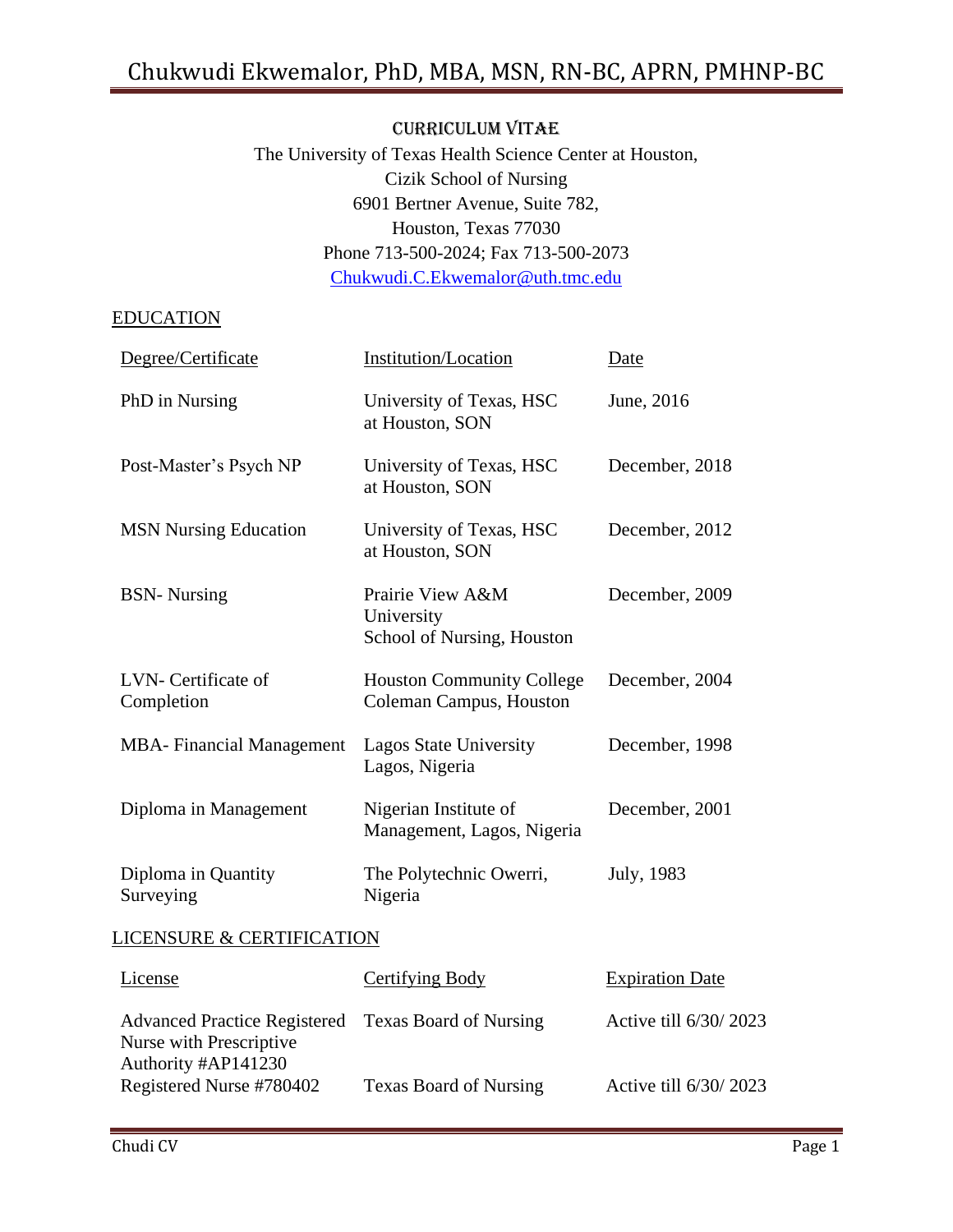# Chukwudi Ekwemalor, PhD, MBA, MSN, RN-BC, APRN, PMHNP-BC

## CURRICULUM VITAE

The University of Texas Health Science Center at Houston,
Cizik School of Nursing
6901 Bertner Avenue, Suite 782,
Houston, Texas 77030
Phone 713-500-2024; Fax 713-500-2073
Chukwudi.C.Ekwemalor@uth.tmc.edu

## EDUCATION

| Degree/Certificate | Institution/Location | Date |
|---|---|---|
| PhD in Nursing | University of Texas, HSC at Houston, SON | June, 2016 |
| Post-Master's Psych NP | University of Texas, HSC at Houston, SON | December, 2018 |
| MSN Nursing Education | University of Texas, HSC at Houston, SON | December, 2012 |
| BSN- Nursing | Prairie View A&M University School of Nursing, Houston | December, 2009 |
| LVN- Certificate of Completion | Houston Community College Coleman Campus, Houston | December, 2004 |
| MBA- Financial Management | Lagos State University Lagos, Nigeria | December, 1998 |
| Diploma in Management | Nigerian Institute of Management, Lagos, Nigeria | December, 2001 |
| Diploma in Quantity Surveying | The Polytechnic Owerri, Nigeria | July, 1983 |

## LICENSURE & CERTIFICATION

| License | Certifying Body | Expiration Date |
|---|---|---|
| Advanced Practice Registered Nurse with Prescriptive Authority #AP141230 | Texas Board of Nursing | Active till 6/30/ 2023 |
| Registered Nurse #780402 | Texas Board of Nursing | Active till 6/30/ 2023 |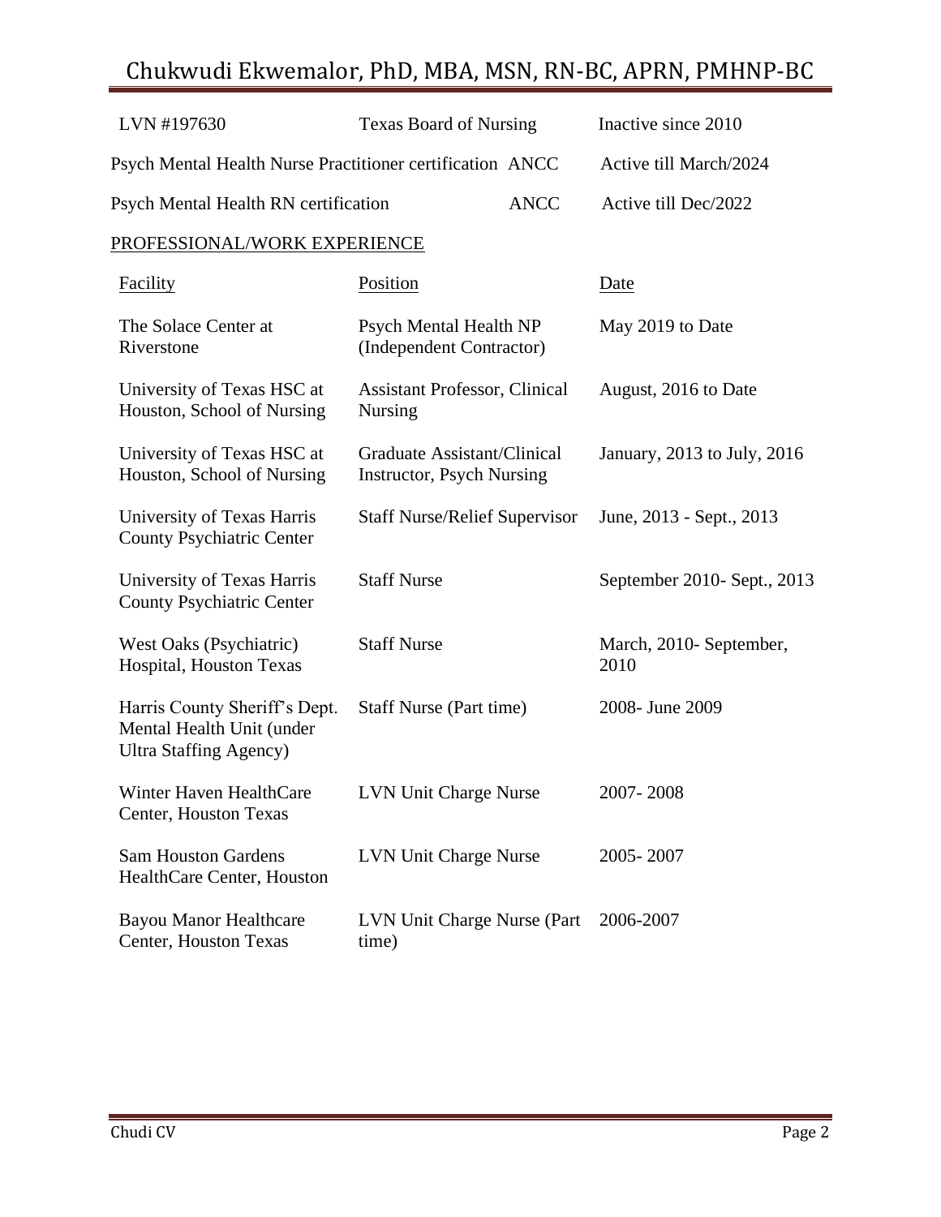| | | |
|---|---|---|
| LVN #197630 | Texas Board of Nursing | Inactive since 2010 |
| Psych Mental Health Nurse Practitioner certification | ANCC | Active till March/2024 |
| Psych Mental Health RN certification | ANCC | Active till Dec/2022 |

## PROFESSIONAL/WORK EXPERIENCE

| Facility | Position | Date |
|---|---|---|
| The Solace Center at Riverstone | Psych Mental Health NP (Independent Contractor) | May 2019 to Date |
| University of Texas HSC at Houston, School of Nursing | Assistant Professor, Clinical Nursing | August, 2016 to Date |
| University of Texas HSC at Houston, School of Nursing | Graduate Assistant/Clinical Instructor, Psych Nursing | January, 2013 to July, 2016 |
| University of Texas Harris County Psychiatric Center | Staff Nurse/Relief Supervisor | June, 2013 - Sept., 2013 |
| University of Texas Harris County Psychiatric Center | Staff Nurse | September 2010- Sept., 2013 |
| West Oaks (Psychiatric) Hospital, Houston Texas | Staff Nurse | March, 2010- September, 2010 |
| Harris County Sheriff's Dept. Mental Health Unit (under Ultra Staffing Agency) | Staff Nurse (Part time) | 2008- June 2009 |
| Winter Haven HealthCare Center, Houston Texas | LVN Unit Charge Nurse | 2007- 2008 |
| Sam Houston Gardens HealthCare Center, Houston | LVN Unit Charge Nurse | 2005- 2007 |
| Bayou Manor Healthcare Center, Houston Texas | LVN Unit Charge Nurse (Part time) | 2006-2007 |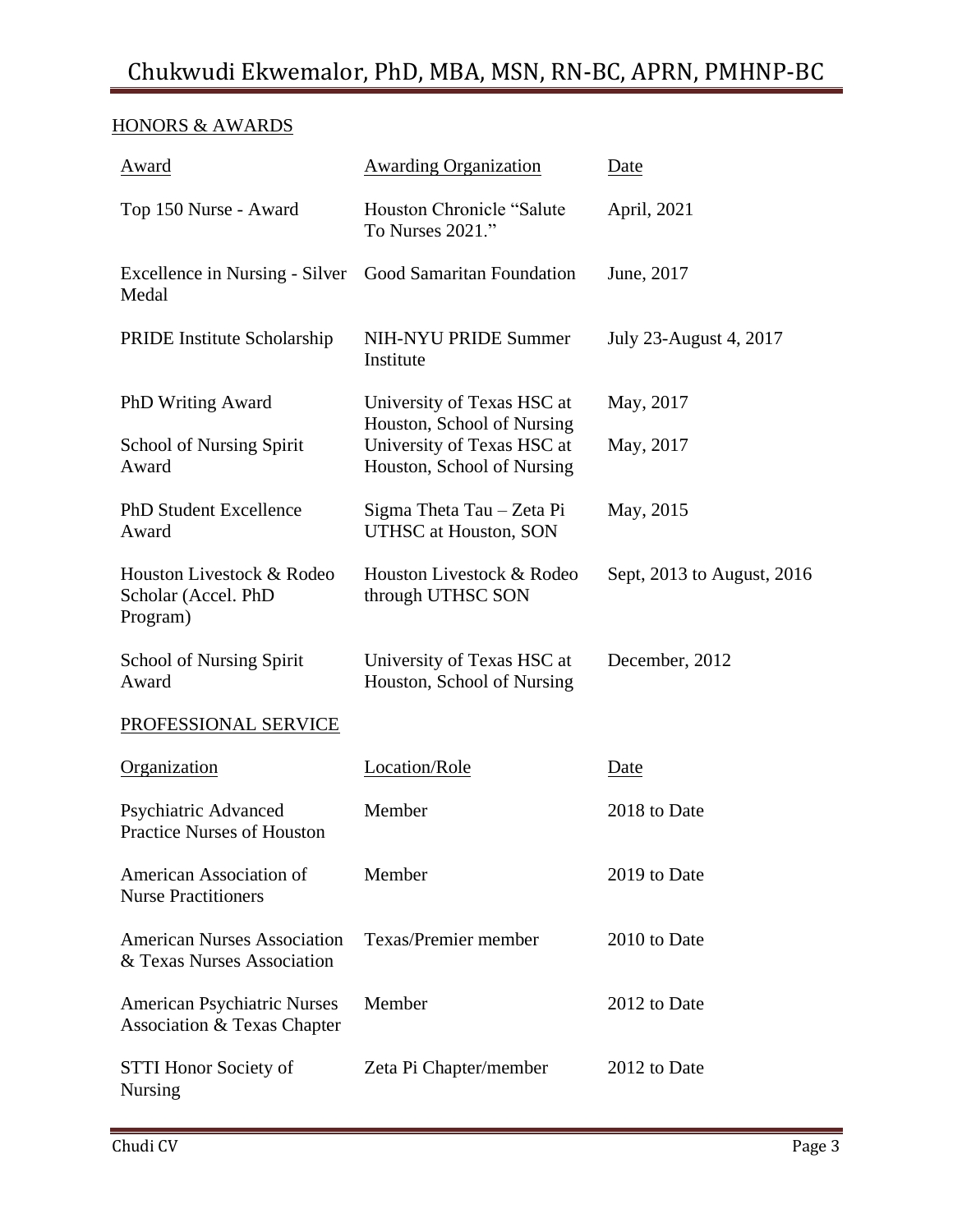## HONORS & AWARDS

| Award | Awarding Organization | Date |
|---|---|---|
| Top 150 Nurse - Award | Houston Chronicle "Salute To Nurses 2021." | April, 2021 |
| Excellence in Nursing - Silver Medal | Good Samaritan Foundation | June, 2017 |
| PRIDE Institute Scholarship | NIH-NYU PRIDE Summer Institute | July 23-August 4, 2017 |
| PhD Writing Award | University of Texas HSC at Houston, School of Nursing | May, 2017 |
| School of Nursing Spirit Award | University of Texas HSC at Houston, School of Nursing | May, 2017 |
| PhD Student Excellence Award | Sigma Theta Tau – Zeta Pi UTHSC at Houston, SON | May, 2015 |
| Houston Livestock & Rodeo Scholar (Accel. PhD Program) | Houston Livestock & Rodeo through UTHSC SON | Sept, 2013 to August, 2016 |
| School of Nursing Spirit Award | University of Texas HSC at Houston, School of Nursing | December, 2012 |

## PROFESSIONAL SERVICE

| Organization | Location/Role | Date |
|---|---|---|
| Psychiatric Advanced Practice Nurses of Houston | Member | 2018 to Date |
| American Association of Nurse Practitioners | Member | 2019 to Date |
| American Nurses Association & Texas Nurses Association | Texas/Premier member | 2010 to Date |
| American Psychiatric Nurses Association & Texas Chapter | Member | 2012 to Date |
| STTI Honor Society of Nursing | Zeta Pi Chapter/member | 2012 to Date |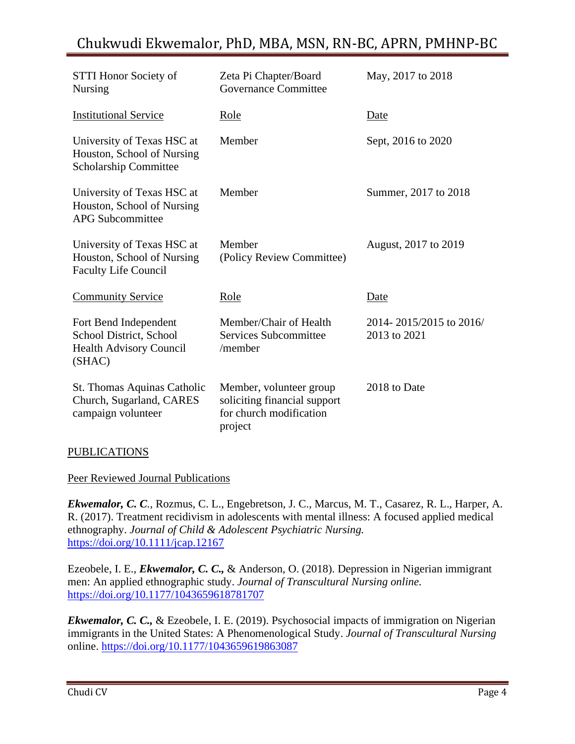| STTI Honor Society of Nursing | Zeta Pi Chapter/Board Governance Committee | May, 2017 to 2018 |
|---|---|---|
| Institutional Service | Role | Date |
| University of Texas HSC at Houston, School of Nursing Scholarship Committee | Member | Sept, 2016 to 2020 |
| University of Texas HSC at Houston, School of Nursing APG Subcommittee | Member | Summer, 2017 to 2018 |
| University of Texas HSC at Houston, School of Nursing Faculty Life Council | Member (Policy Review Committee) | August, 2017 to 2019 |
| Community Service | Role | Date |
| Fort Bend Independent School District, School Health Advisory Council (SHAC) | Member/Chair of Health Services Subcommittee /member | 2014- 2015/2015 to 2016/ 2013 to 2021 |
| St. Thomas Aquinas Catholic Church, Sugarland, CARES campaign volunteer | Member, volunteer group soliciting financial support for church modification project | 2018 to Date |

## PUBLICATIONS

### Peer Reviewed Journal Publications

***Ekwemalor, C. C.***, Rozmus, C. L., Engebretson, J. C., Marcus, M. T., Casarez, R. L., Harper, A. R. (2017). Treatment recidivism in adolescents with mental illness: A focused applied medical ethnography. *Journal of Child & Adolescent Psychiatric Nursing.* https://doi.org/10.1111/jcap.12167

Ezeobele, I. E., ***Ekwemalor, C. C.,*** & Anderson, O. (2018). Depression in Nigerian immigrant men: An applied ethnographic study. *Journal of Transcultural Nursing online.* https://doi.org/10.1177/1043659618781707

***Ekwemalor, C. C.,*** & Ezeobele, I. E. (2019). Psychosocial impacts of immigration on Nigerian immigrants in the United States: A Phenomenological Study. *Journal of Transcultural Nursing* online. https://doi.org/10.1177/1043659619863087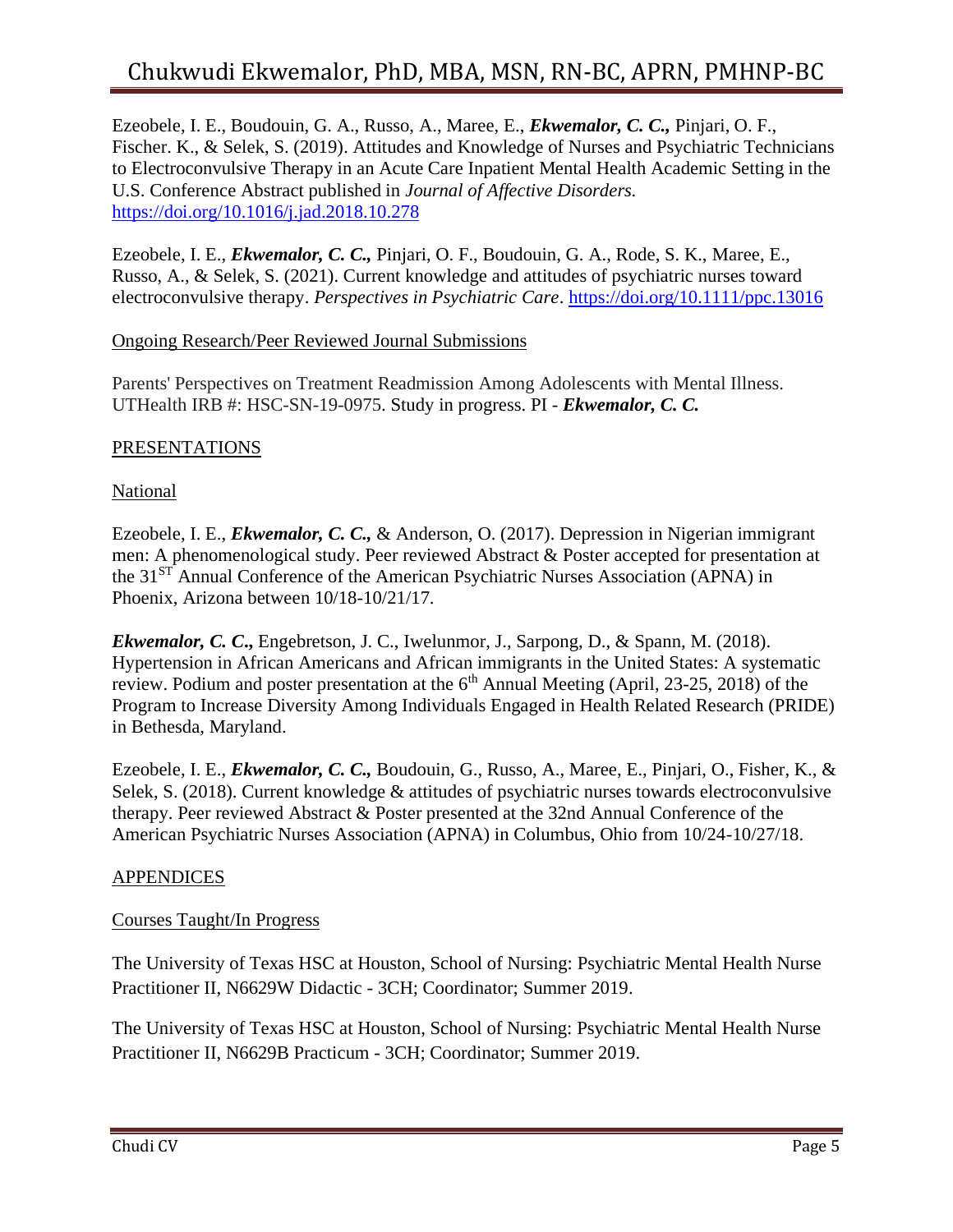Ezeobele, I. E., Boudouin, G. A., Russo, A., Maree, E., ***Ekwemalor, C. C.,*** Pinjari, O. F., Fischer. K., & Selek, S. (2019). Attitudes and Knowledge of Nurses and Psychiatric Technicians to Electroconvulsive Therapy in an Acute Care Inpatient Mental Health Academic Setting in the U.S. Conference Abstract published in *Journal of Affective Disorders.* https://doi.org/10.1016/j.jad.2018.10.278

Ezeobele, I. E., ***Ekwemalor, C. C.,*** Pinjari, O. F., Boudouin, G. A., Rode, S. K., Maree, E., Russo, A., & Selek, S. (2021). Current knowledge and attitudes of psychiatric nurses toward electroconvulsive therapy. *Perspectives in Psychiatric Care*. https://doi.org/10.1111/ppc.13016

Ongoing Research/Peer Reviewed Journal Submissions

Parents' Perspectives on Treatment Readmission Among Adolescents with Mental Illness. UTHealth IRB #: HSC-SN-19-0975. Study in progress. PI - ***Ekwemalor, C. C.***

## PRESENTATIONS

### National

Ezeobele, I. E., ***Ekwemalor, C. C.,*** & Anderson, O. (2017). Depression in Nigerian immigrant men: A phenomenological study. Peer reviewed Abstract & Poster accepted for presentation at the 31ST Annual Conference of the American Psychiatric Nurses Association (APNA) in Phoenix, Arizona between 10/18-10/21/17.

***Ekwemalor, C. C.,*** Engebretson, J. C., Iwelunmor, J., Sarpong, D., & Spann, M. (2018). Hypertension in African Americans and African immigrants in the United States: A systematic review. Podium and poster presentation at the 6th Annual Meeting (April, 23-25, 2018) of the Program to Increase Diversity Among Individuals Engaged in Health Related Research (PRIDE) in Bethesda, Maryland.

Ezeobele, I. E., ***Ekwemalor, C. C.,*** Boudouin, G., Russo, A., Maree, E., Pinjari, O., Fisher, K., & Selek, S. (2018). Current knowledge & attitudes of psychiatric nurses towards electroconvulsive therapy. Peer reviewed Abstract & Poster presented at the 32nd Annual Conference of the American Psychiatric Nurses Association (APNA) in Columbus, Ohio from 10/24-10/27/18.

## APPENDICES

### Courses Taught/In Progress

The University of Texas HSC at Houston, School of Nursing: Psychiatric Mental Health Nurse Practitioner II, N6629W Didactic - 3CH; Coordinator; Summer 2019.

The University of Texas HSC at Houston, School of Nursing: Psychiatric Mental Health Nurse Practitioner II, N6629B Practicum - 3CH; Coordinator; Summer 2019.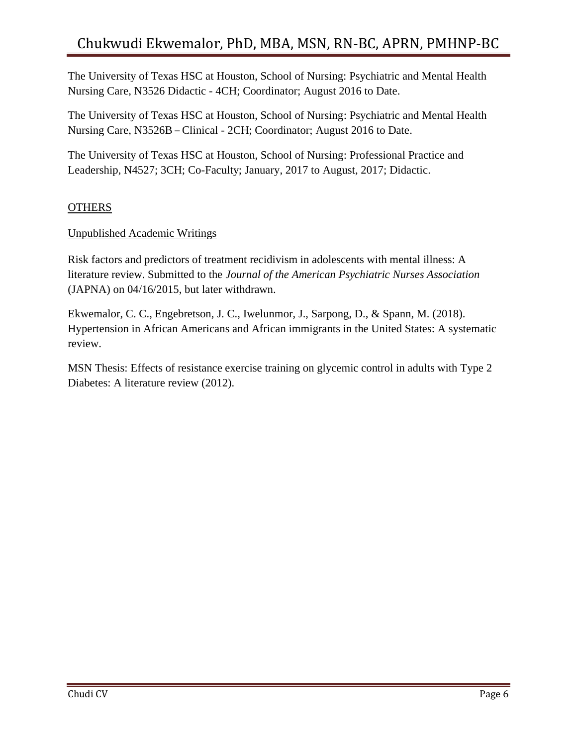The University of Texas HSC at Houston, School of Nursing: Psychiatric and Mental Health Nursing Care, N3526 Didactic - 4CH; Coordinator; August 2016 to Date.

The University of Texas HSC at Houston, School of Nursing: Psychiatric and Mental Health Nursing Care, N3526B – Clinical - 2CH; Coordinator; August 2016 to Date.

The University of Texas HSC at Houston, School of Nursing: Professional Practice and Leadership, N4527; 3CH; Co-Faculty; January, 2017 to August, 2017; Didactic.

## OTHERS

### Unpublished Academic Writings

Risk factors and predictors of treatment recidivism in adolescents with mental illness: A literature review. Submitted to the *Journal of the American Psychiatric Nurses Association* (JAPNA) on 04/16/2015, but later withdrawn.

Ekwemalor, C. C., Engebretson, J. C., Iwelunmor, J., Sarpong, D., & Spann, M. (2018). Hypertension in African Americans and African immigrants in the United States: A systematic review.

MSN Thesis: Effects of resistance exercise training on glycemic control in adults with Type 2 Diabetes: A literature review (2012).